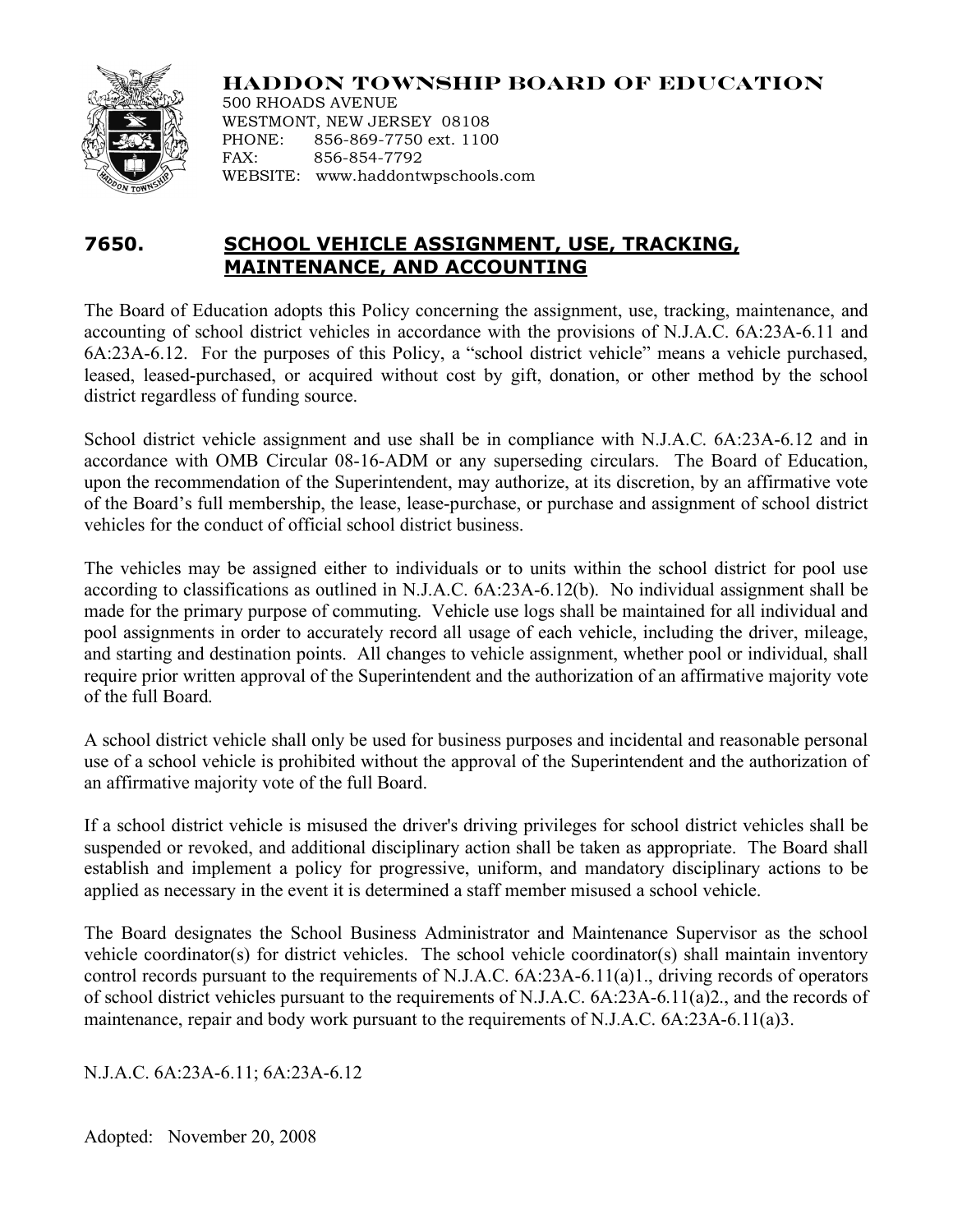**HADDON TOWNSHIP BOARD OF EDUCATION**
500 RHOADS AVENUE
WESTMONT, NEW JERSEY 08108
PHONE: 856-869-7750 ext. 1100
FAX: 856-854-7792
WEBSITE: www.haddontwpschools.com

# 7650. SCHOOL VEHICLE ASSIGNMENT, USE, TRACKING, MAINTENANCE, AND ACCOUNTING

The Board of Education adopts this Policy concerning the assignment, use, tracking, maintenance, and accounting of school district vehicles in accordance with the provisions of N.J.A.C. 6A:23A-6.11 and 6A:23A-6.12. For the purposes of this Policy, a "school district vehicle" means a vehicle purchased, leased, leased-purchased, or acquired without cost by gift, donation, or other method by the school district regardless of funding source.

School district vehicle assignment and use shall be in compliance with N.J.A.C. 6A:23A-6.12 and in accordance with OMB Circular 08-16-ADM or any superseding circulars. The Board of Education, upon the recommendation of the Superintendent, may authorize, at its discretion, by an affirmative vote of the Board's full membership, the lease, lease-purchase, or purchase and assignment of school district vehicles for the conduct of official school district business.

The vehicles may be assigned either to individuals or to units within the school district for pool use according to classifications as outlined in N.J.A.C. 6A:23A-6.12(b). No individual assignment shall be made for the primary purpose of commuting. Vehicle use logs shall be maintained for all individual and pool assignments in order to accurately record all usage of each vehicle, including the driver, mileage, and starting and destination points. All changes to vehicle assignment, whether pool or individual, shall require prior written approval of the Superintendent and the authorization of an affirmative majority vote of the full Board.

A school district vehicle shall only be used for business purposes and incidental and reasonable personal use of a school vehicle is prohibited without the approval of the Superintendent and the authorization of an affirmative majority vote of the full Board.

If a school district vehicle is misused the driver's driving privileges for school district vehicles shall be suspended or revoked, and additional disciplinary action shall be taken as appropriate. The Board shall establish and implement a policy for progressive, uniform, and mandatory disciplinary actions to be applied as necessary in the event it is determined a staff member misused a school vehicle.

The Board designates the School Business Administrator and Maintenance Supervisor as the school vehicle coordinator(s) for district vehicles. The school vehicle coordinator(s) shall maintain inventory control records pursuant to the requirements of N.J.A.C. 6A:23A-6.11(a)1., driving records of operators of school district vehicles pursuant to the requirements of N.J.A.C. 6A:23A-6.11(a)2., and the records of maintenance, repair and body work pursuant to the requirements of N.J.A.C. 6A:23A-6.11(a)3.

N.J.A.C. 6A:23A-6.11; 6A:23A-6.12

Adopted: November 20, 2008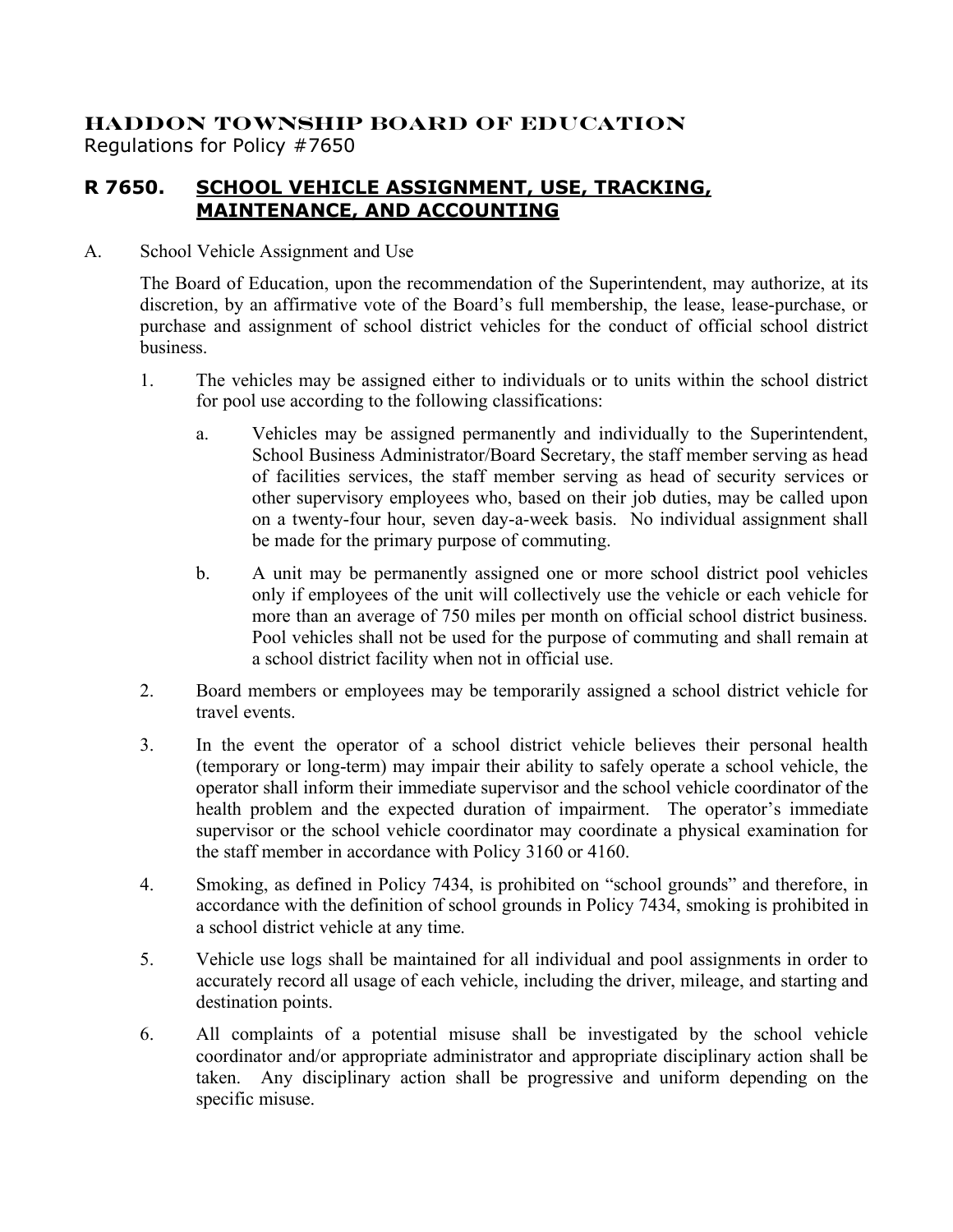**HADDON TOWNSHIP BOARD OF EDUCATION**
Regulations for Policy #7650

## R 7650. SCHOOL VEHICLE ASSIGNMENT, USE, TRACKING, MAINTENANCE, AND ACCOUNTING

A. School Vehicle Assignment and Use

The Board of Education, upon the recommendation of the Superintendent, may authorize, at its discretion, by an affirmative vote of the Board's full membership, the lease, lease-purchase, or purchase and assignment of school district vehicles for the conduct of official school district business.

1. The vehicles may be assigned either to individuals or to units within the school district for pool use according to the following classifications:

   a. Vehicles may be assigned permanently and individually to the Superintendent, School Business Administrator/Board Secretary, the staff member serving as head of facilities services, the staff member serving as head of security services or other supervisory employees who, based on their job duties, may be called upon on a twenty-four hour, seven day-a-week basis. No individual assignment shall be made for the primary purpose of commuting.

   b. A unit may be permanently assigned one or more school district pool vehicles only if employees of the unit will collectively use the vehicle or each vehicle for more than an average of 750 miles per month on official school district business. Pool vehicles shall not be used for the purpose of commuting and shall remain at a school district facility when not in official use.

2. Board members or employees may be temporarily assigned a school district vehicle for travel events.

3. In the event the operator of a school district vehicle believes their personal health (temporary or long-term) may impair their ability to safely operate a school vehicle, the operator shall inform their immediate supervisor and the school vehicle coordinator of the health problem and the expected duration of impairment. The operator's immediate supervisor or the school vehicle coordinator may coordinate a physical examination for the staff member in accordance with Policy 3160 or 4160.

4. Smoking, as defined in Policy 7434, is prohibited on "school grounds" and therefore, in accordance with the definition of school grounds in Policy 7434, smoking is prohibited in a school district vehicle at any time.

5. Vehicle use logs shall be maintained for all individual and pool assignments in order to accurately record all usage of each vehicle, including the driver, mileage, and starting and destination points.

6. All complaints of a potential misuse shall be investigated by the school vehicle coordinator and/or appropriate administrator and appropriate disciplinary action shall be taken. Any disciplinary action shall be progressive and uniform depending on the specific misuse.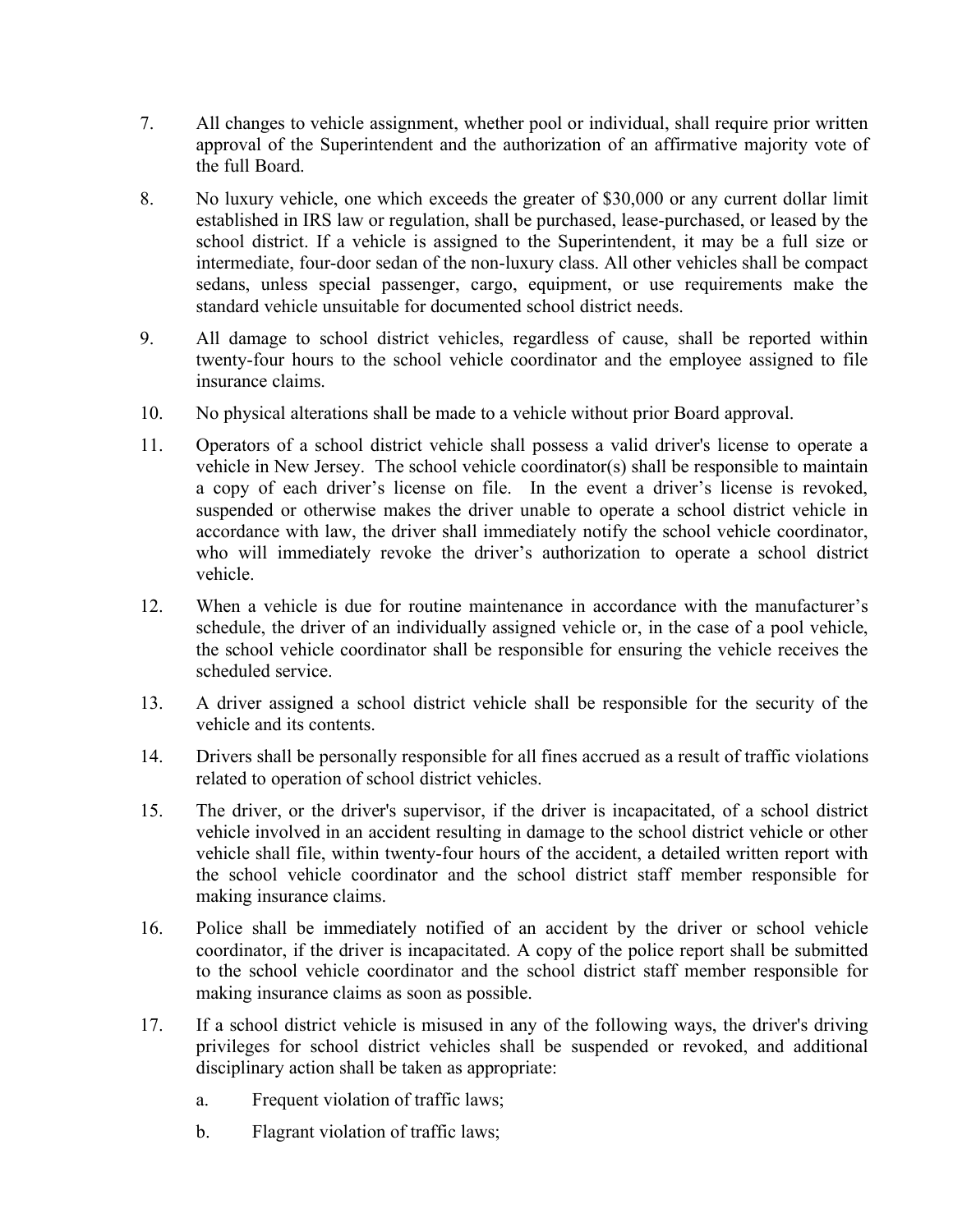7. All changes to vehicle assignment, whether pool or individual, shall require prior written approval of the Superintendent and the authorization of an affirmative majority vote of the full Board.

8. No luxury vehicle, one which exceeds the greater of $30,000 or any current dollar limit established in IRS law or regulation, shall be purchased, lease-purchased, or leased by the school district. If a vehicle is assigned to the Superintendent, it may be a full size or intermediate, four-door sedan of the non-luxury class. All other vehicles shall be compact sedans, unless special passenger, cargo, equipment, or use requirements make the standard vehicle unsuitable for documented school district needs.

9. All damage to school district vehicles, regardless of cause, shall be reported within twenty-four hours to the school vehicle coordinator and the employee assigned to file insurance claims.

10. No physical alterations shall be made to a vehicle without prior Board approval.

11. Operators of a school district vehicle shall possess a valid driver's license to operate a vehicle in New Jersey. The school vehicle coordinator(s) shall be responsible to maintain a copy of each driver's license on file. In the event a driver's license is revoked, suspended or otherwise makes the driver unable to operate a school district vehicle in accordance with law, the driver shall immediately notify the school vehicle coordinator, who will immediately revoke the driver's authorization to operate a school district vehicle.

12. When a vehicle is due for routine maintenance in accordance with the manufacturer's schedule, the driver of an individually assigned vehicle or, in the case of a pool vehicle, the school vehicle coordinator shall be responsible for ensuring the vehicle receives the scheduled service.

13. A driver assigned a school district vehicle shall be responsible for the security of the vehicle and its contents.

14. Drivers shall be personally responsible for all fines accrued as a result of traffic violations related to operation of school district vehicles.

15. The driver, or the driver's supervisor, if the driver is incapacitated, of a school district vehicle involved in an accident resulting in damage to the school district vehicle or other vehicle shall file, within twenty-four hours of the accident, a detailed written report with the school vehicle coordinator and the school district staff member responsible for making insurance claims.

16. Police shall be immediately notified of an accident by the driver or school vehicle coordinator, if the driver is incapacitated. A copy of the police report shall be submitted to the school vehicle coordinator and the school district staff member responsible for making insurance claims as soon as possible.

17. If a school district vehicle is misused in any of the following ways, the driver's driving privileges for school district vehicles shall be suspended or revoked, and additional disciplinary action shall be taken as appropriate:

    a. Frequent violation of traffic laws;

    b. Flagrant violation of traffic laws;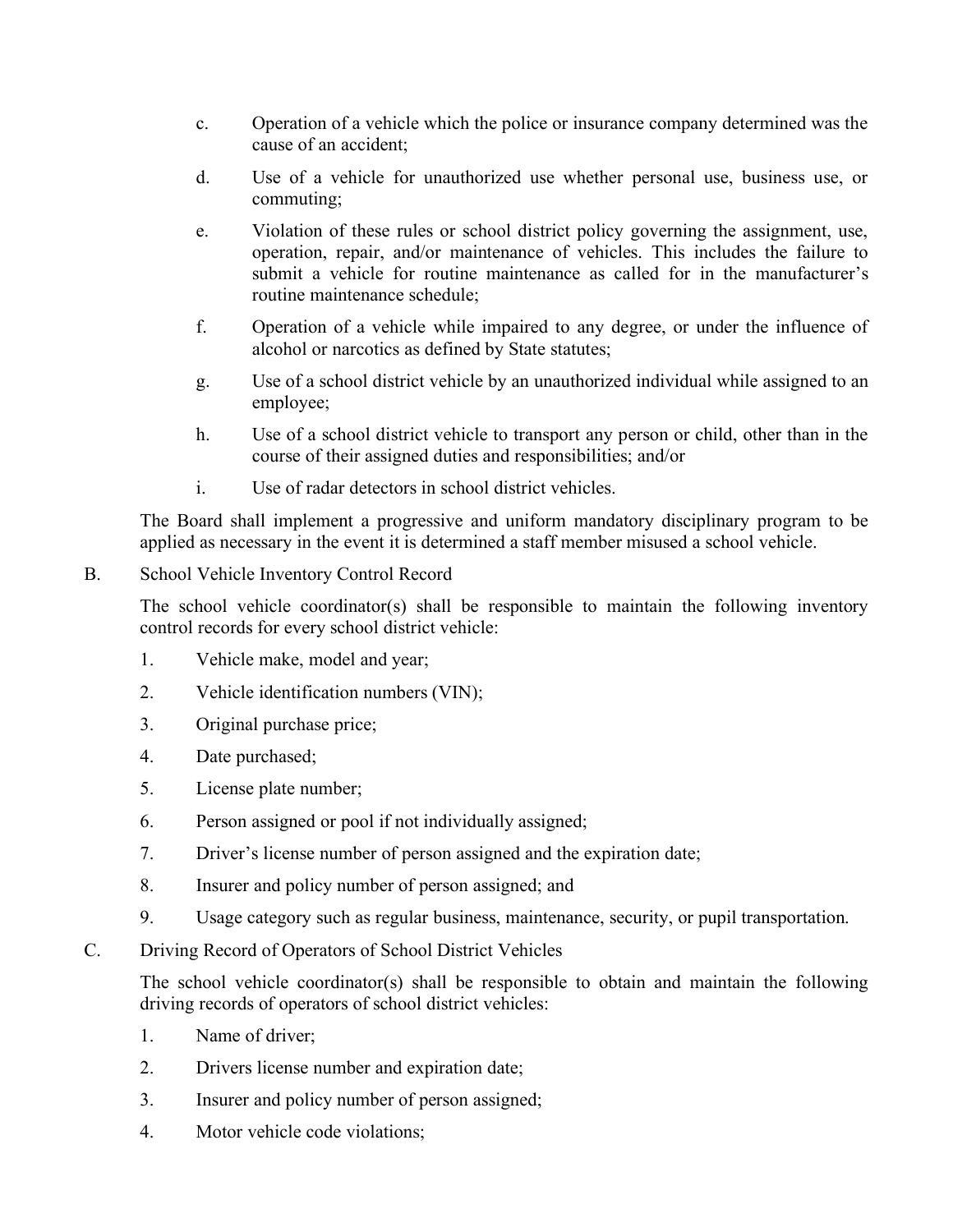c. Operation of a vehicle which the police or insurance company determined was the cause of an accident;

d. Use of a vehicle for unauthorized use whether personal use, business use, or commuting;

e. Violation of these rules or school district policy governing the assignment, use, operation, repair, and/or maintenance of vehicles. This includes the failure to submit a vehicle for routine maintenance as called for in the manufacturer's routine maintenance schedule;

f. Operation of a vehicle while impaired to any degree, or under the influence of alcohol or narcotics as defined by State statutes;

g. Use of a school district vehicle by an unauthorized individual while assigned to an employee;

h. Use of a school district vehicle to transport any person or child, other than in the course of their assigned duties and responsibilities; and/or

i. Use of radar detectors in school district vehicles.

The Board shall implement a progressive and uniform mandatory disciplinary program to be applied as necessary in the event it is determined a staff member misused a school vehicle.

B. School Vehicle Inventory Control Record

The school vehicle coordinator(s) shall be responsible to maintain the following inventory control records for every school district vehicle:

1. Vehicle make, model and year;
2. Vehicle identification numbers (VIN);
3. Original purchase price;
4. Date purchased;
5. License plate number;
6. Person assigned or pool if not individually assigned;
7. Driver's license number of person assigned and the expiration date;
8. Insurer and policy number of person assigned; and
9. Usage category such as regular business, maintenance, security, or pupil transportation.

C. Driving Record of Operators of School District Vehicles

The school vehicle coordinator(s) shall be responsible to obtain and maintain the following driving records of operators of school district vehicles:

1. Name of driver;
2. Drivers license number and expiration date;
3. Insurer and policy number of person assigned;
4. Motor vehicle code violations;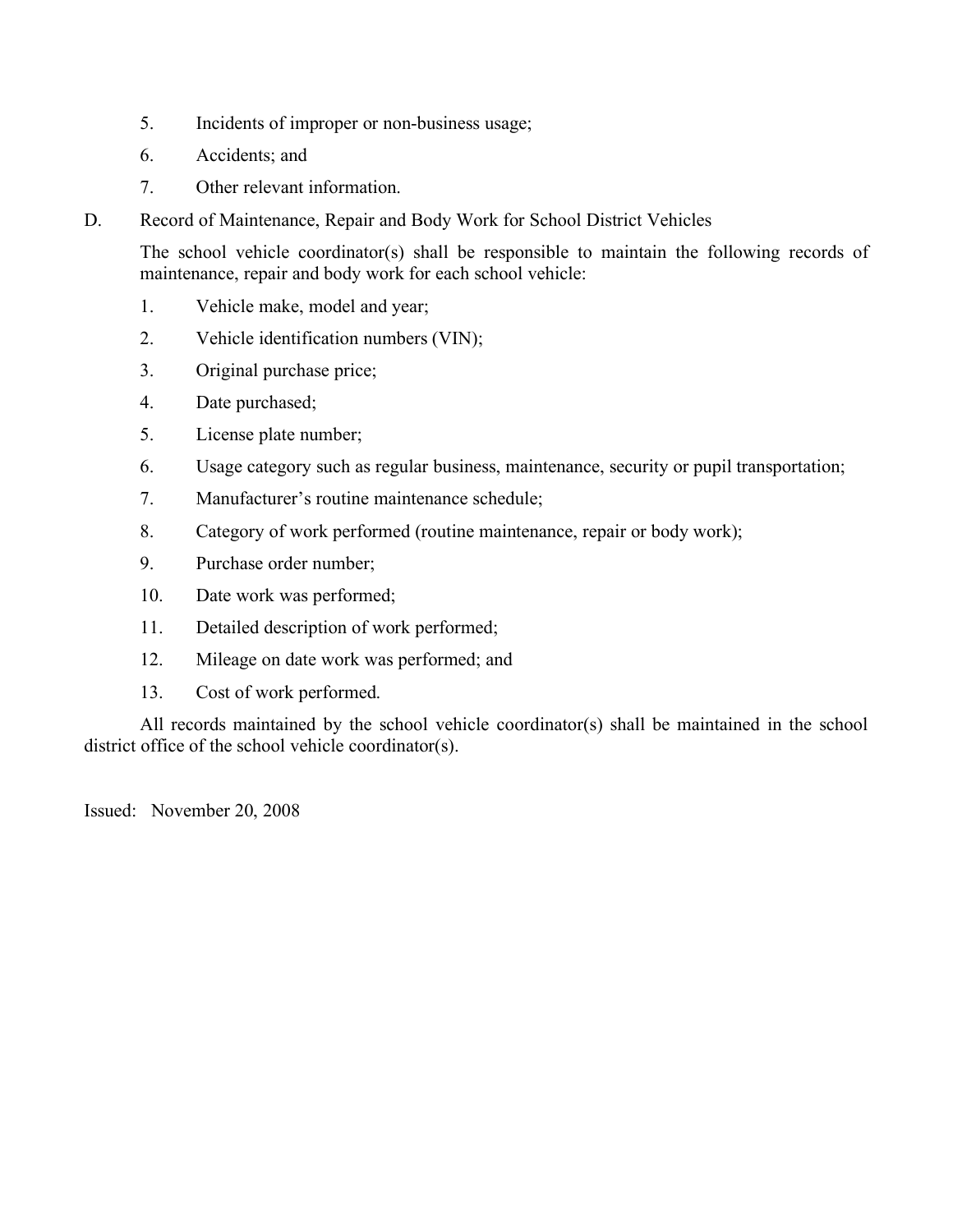5. Incidents of improper or non-business usage;
6. Accidents; and
7. Other relevant information.

D. Record of Maintenance, Repair and Body Work for School District Vehicles

The school vehicle coordinator(s) shall be responsible to maintain the following records of maintenance, repair and body work for each school vehicle:

1. Vehicle make, model and year;
2. Vehicle identification numbers (VIN);
3. Original purchase price;
4. Date purchased;
5. License plate number;
6. Usage category such as regular business, maintenance, security or pupil transportation;
7. Manufacturer's routine maintenance schedule;
8. Category of work performed (routine maintenance, repair or body work);
9. Purchase order number;
10. Date work was performed;
11. Detailed description of work performed;
12. Mileage on date work was performed; and
13. Cost of work performed.

All records maintained by the school vehicle coordinator(s) shall be maintained in the school district office of the school vehicle coordinator(s).

Issued: November 20, 2008